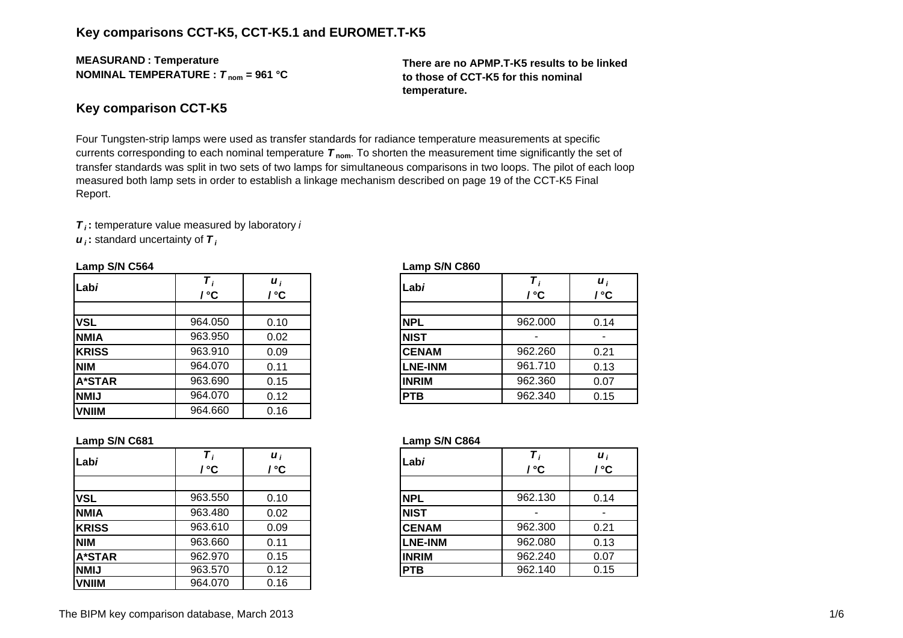## Key comparisons CCT-K5, CCT-K5.1 and EUROMET.T-K5

**MEASURAND : Temperature**
**NOMINAL TEMPERATURE : $T_{nom}$ = 961 °C**

**There are no APMP.T-K5 results to be linked to those of CCT-K5 for this nominal temperature.**

## Key comparison CCT-K5

Four Tungsten-strip lamps were used as transfer standards for radiance temperature measurements at specific currents corresponding to each nominal temperature $T_{nom}$. To shorten the measurement time significantly the set of transfer standards was split in two sets of two lamps for simultaneous comparisons in two loops. The pilot of each loop measured both lamp sets in order to establish a linkage mechanism described on page 19 of the CCT-K5 Final Report.

$T_i$ **:** temperature value measured by laboratory *i*
$u_i$ **:** standard uncertainty of $T_i$

**Lamp S/N C564**

| Lab*i* | $T_i$ / °C | $u_i$ / °C |
|---|---|---|
| | | |
| **VSL** | 964.050 | 0.10 |
| **NMIA** | 963.950 | 0.02 |
| **KRISS** | 963.910 | 0.09 |
| **NIM** | 964.070 | 0.11 |
| **A*STAR** | 963.690 | 0.15 |
| **NMIJ** | 964.070 | 0.12 |
| **VNIIM** | 964.660 | 0.16 |

**Lamp S/N C860**

| Lab*i* | $T_i$ / °C | $u_i$ / °C |
|---|---|---|
| | | |
| **NPL** | 962.000 | 0.14 |
| **NIST** | - | - |
| **CENAM** | 962.260 | 0.21 |
| **LNE-INM** | 961.710 | 0.13 |
| **INRIM** | 962.360 | 0.07 |
| **PTB** | 962.340 | 0.15 |

**Lamp S/N C681**

| Lab*i* | $T_i$ / °C | $u_i$ / °C |
|---|---|---|
| | | |
| **VSL** | 963.550 | 0.10 |
| **NMIA** | 963.480 | 0.02 |
| **KRISS** | 963.610 | 0.09 |
| **NIM** | 963.660 | 0.11 |
| **A*STAR** | 962.970 | 0.15 |
| **NMIJ** | 963.570 | 0.12 |
| **VNIIM** | 964.070 | 0.16 |

**Lamp S/N C864**

| Lab*i* | $T_i$ / °C | $u_i$ / °C |
|---|---|---|
| | | |
| **NPL** | 962.130 | 0.14 |
| **NIST** | - | - |
| **CENAM** | 962.300 | 0.21 |
| **LNE-INM** | 962.080 | 0.13 |
| **INRIM** | 962.240 | 0.07 |
| **PTB** | 962.140 | 0.15 |

The BIPM key comparison database, March 2013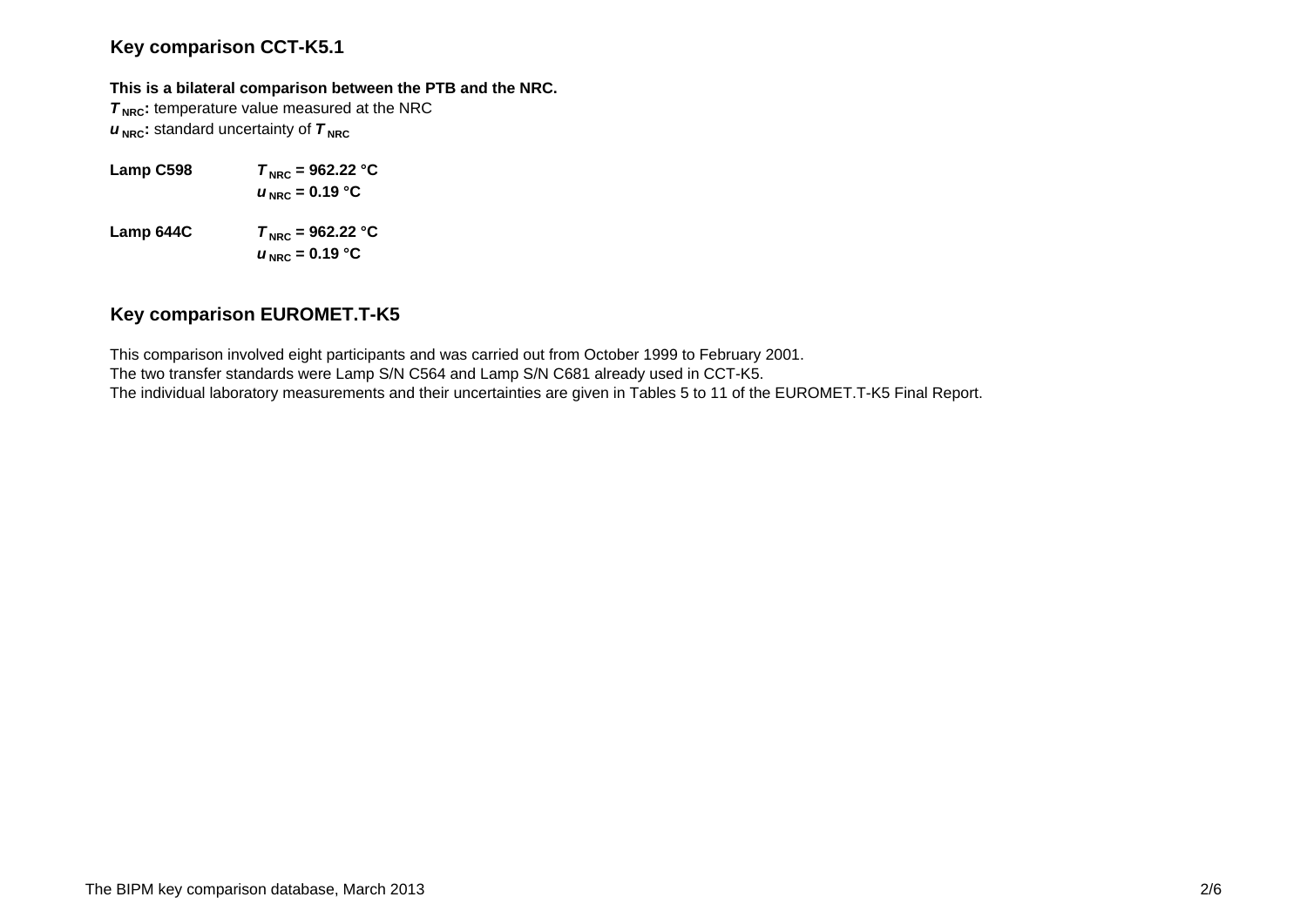## Key comparison CCT-K5.1

**This is a bilateral comparison between the PTB and the NRC.**

$T_{NRC}$: temperature value measured at the NRC

$u_{NRC}$: standard uncertainty of $T_{NRC}$

**Lamp C598** $T_{NRC}$ **= 962.22 °C**

$u_{NRC}$ **= 0.19 °C**

**Lamp 644C** $T_{NRC}$ **= 962.22 °C**

$u_{NRC}$ **= 0.19 °C**

## Key comparison EUROMET.T-K5

This comparison involved eight participants and was carried out from October 1999 to February 2001.
The two transfer standards were Lamp S/N C564 and Lamp S/N C681 already used in CCT-K5.
The individual laboratory measurements and their uncertainties are given in Tables 5 to 11 of the EUROMET.T-K5 Final Report.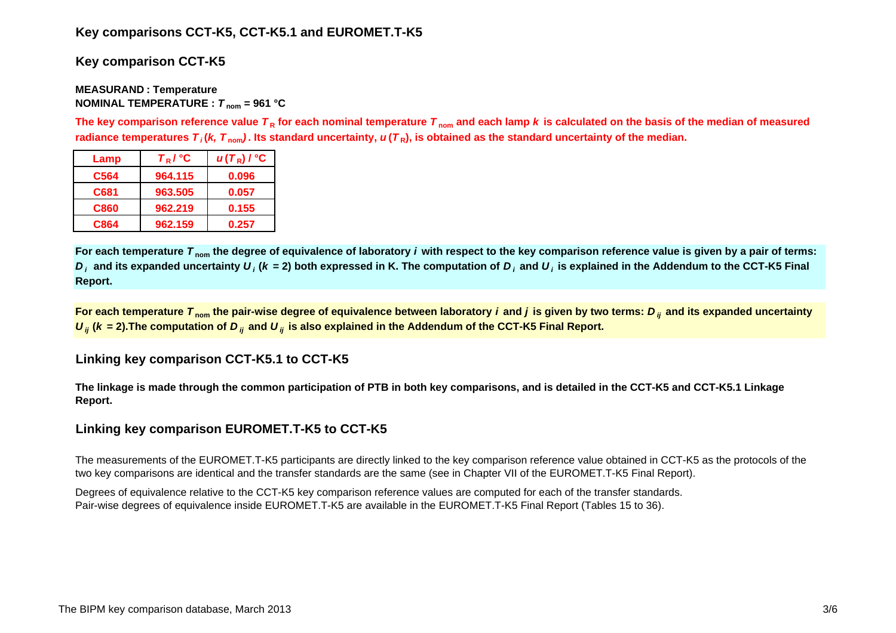## Key comparisons CCT-K5, CCT-K5.1 and EUROMET.T-K5

### Key comparison CCT-K5

**MEASURAND : Temperature**
**NOMINAL TEMPERATURE : $T_{nom}$ = 961 °C**

**The key comparison reference value $T_R$ for each nominal temperature $T_{nom}$ and each lamp $k$ is calculated on the basis of the median of measured radiance temperatures $T_i(k, T_{nom})$. Its standard uncertainty, $u(T_R)$, is obtained as the standard uncertainty of the median.**

| Lamp | $T_R$ / °C | $u(T_R)$ / °C |
|---|---|---|
| C564 | 964.115 | 0.096 |
| C681 | 963.505 | 0.057 |
| C860 | 962.219 | 0.155 |
| C864 | 962.159 | 0.257 |

**For each temperature $T_{nom}$ the degree of equivalence of laboratory $i$ with respect to the key comparison reference value is given by a pair of terms: $D_i$ and its expanded uncertainty $U_i$ ($k$ = 2) both expressed in K. The computation of $D_i$ and $U_i$ is explained in the Addendum to the CCT-K5 Final Report.**

**For each temperature $T_{nom}$ the pair-wise degree of equivalence between laboratory $i$ and $j$ is given by two terms: $D_{ij}$ and its expanded uncertainty $U_{ij}$ ($k$ = 2).The computation of $D_{ij}$ and $U_{ij}$ is also explained in the Addendum of the CCT-K5 Final Report.**

### Linking key comparison CCT-K5.1 to CCT-K5

**The linkage is made through the common participation of PTB in both key comparisons, and is detailed in the CCT-K5 and CCT-K5.1 Linkage Report.**

### Linking key comparison EUROMET.T-K5 to CCT-K5

The measurements of the EUROMET.T-K5 participants are directly linked to the key comparison reference value obtained in CCT-K5 as the protocols of the two key comparisons are identical and the transfer standards are the same (see in Chapter VII of the EUROMET.T-K5 Final Report).

Degrees of equivalence relative to the CCT-K5 key comparison reference values are computed for each of the transfer standards.
Pair-wise degrees of equivalence inside EUROMET.T-K5 are available in the EUROMET.T-K5 Final Report (Tables 15 to 36).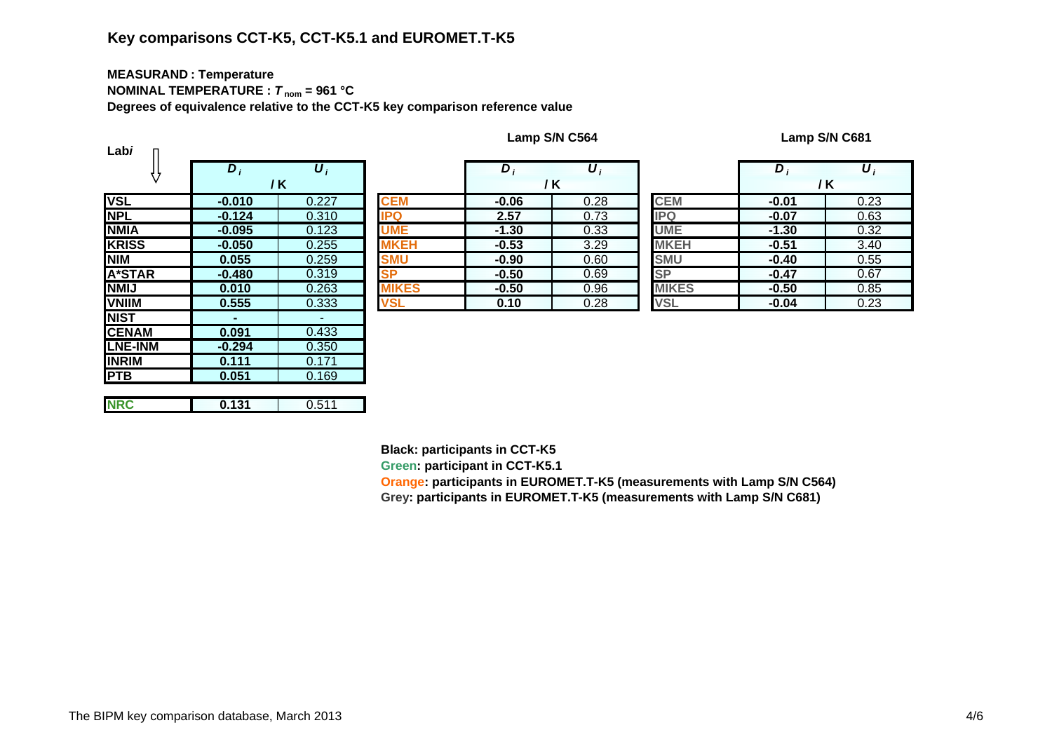## Key comparisons CCT-K5, CCT-K5.1 and EUROMET.T-K5

**MEASURAND : Temperature**

**NOMINAL TEMPERATURE : $T_{nom}$ = 961 °C**

**Degrees of equivalence relative to the CCT-K5 key comparison reference value**

| Lab $i$ | $D_i$ / K | $U_i$ / K |
|---|---|---|
| VSL | -0.010 | 0.227 |
| NPL | -0.124 | 0.310 |
| NMIA | -0.095 | 0.123 |
| KRISS | -0.050 | 0.255 |
| NIM | 0.055 | 0.259 |
| A*STAR | -0.480 | 0.319 |
| NMIJ | 0.010 | 0.263 |
| VNIIM | 0.555 | 0.333 |
| NIST | - | - |
| CENAM | 0.091 | 0.433 |
| LNE-INM | -0.294 | 0.350 |
| INRIM | 0.111 | 0.171 |
| PTB | 0.051 | 0.169 |
| NRC | 0.131 | 0.511 |

**Lamp S/N C564**

| Lab $i$ | $D_i$ / K | $U_i$ / K |
|---|---|---|
| CEM | -0.06 | 0.28 |
| IPQ | 2.57 | 0.73 |
| UME | -1.30 | 0.33 |
| MKEH | -0.53 | 3.29 |
| SMU | -0.90 | 0.60 |
| SP | -0.50 | 0.69 |
| MIKES | -0.50 | 0.96 |
| VSL | 0.10 | 0.28 |

**Lamp S/N C681**

| Lab $i$ | $D_i$ / K | $U_i$ / K |
|---|---|---|
| CEM | -0.01 | 0.23 |
| IPQ | -0.07 | 0.63 |
| UME | -1.30 | 0.32 |
| MKEH | -0.51 | 3.40 |
| SMU | -0.40 | 0.55 |
| SP | -0.47 | 0.67 |
| MIKES | -0.50 | 0.85 |
| VSL | -0.04 | 0.23 |

**Black: participants in CCT-K5**

**Green: participant in CCT-K5.1**

**Orange: participants in EUROMET.T-K5 (measurements with Lamp S/N C564)**

**Grey: participants in EUROMET.T-K5 (measurements with Lamp S/N C681)**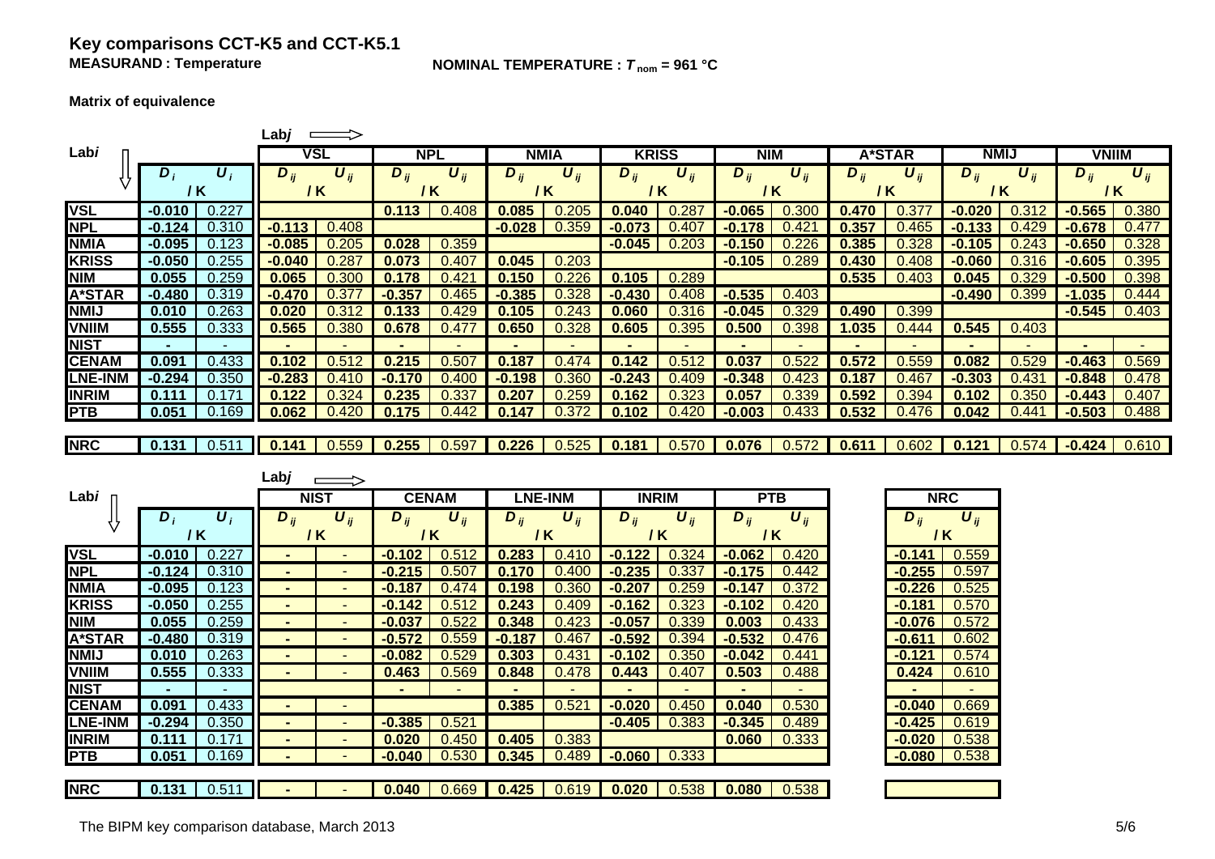# Key comparisons CCT-K5 and CCT-K5.1

**MEASURAND : Temperature** **NOMINAL TEMPERATURE : $T_{nom}$ = 961 °C**

**Matrix of equivalence**

| Lab $i$ ↓ / Lab $j$ ⟹ | $D_i$ / K | $U_i$ / K | VSL $D_{ij}$ / K | VSL $U_{ij}$ / K | NPL $D_{ij}$ / K | NPL $U_{ij}$ / K | NMIA $D_{ij}$ / K | NMIA $U_{ij}$ / K | KRISS $D_{ij}$ / K | KRISS $U_{ij}$ / K | NIM $D_{ij}$ / K | NIM $U_{ij}$ / K | A*STAR $D_{ij}$ / K | A*STAR $U_{ij}$ / K | NMIJ $D_{ij}$ / K | NMIJ $U_{ij}$ / K | VNIIM $D_{ij}$ / K | VNIIM $U_{ij}$ / K |
|---|---|---|---|---|---|---|---|---|---|---|---|---|---|---|---|---|---|---|
| **VSL** | **-0.010** | 0.227 | | | **0.113** | 0.408 | **0.085** | 0.205 | **0.040** | 0.287 | **-0.065** | 0.300 | **0.470** | 0.377 | **-0.020** | 0.312 | **-0.565** | 0.380 |
| **NPL** | **-0.124** | 0.310 | **-0.113** | 0.408 | | | **-0.028** | 0.359 | **-0.073** | 0.407 | **-0.178** | 0.421 | **0.357** | 0.465 | **-0.133** | 0.429 | **-0.678** | 0.477 |
| **NMIA** | **-0.095** | 0.123 | **-0.085** | 0.205 | **0.028** | 0.359 | | | **-0.045** | 0.203 | **-0.150** | 0.226 | **0.385** | 0.328 | **-0.105** | 0.243 | **-0.650** | 0.328 |
| **KRISS** | **-0.050** | 0.255 | **-0.040** | 0.287 | **0.073** | 0.407 | **0.045** | 0.203 | | | **-0.105** | 0.289 | **0.430** | 0.408 | **-0.060** | 0.316 | **-0.605** | 0.395 |
| **NIM** | **0.055** | 0.259 | **0.065** | 0.300 | **0.178** | 0.421 | **0.150** | 0.226 | **0.105** | 0.289 | | | **0.535** | 0.403 | **0.045** | 0.329 | **-0.500** | 0.398 |
| **A*STAR** | **-0.480** | 0.319 | **-0.470** | 0.377 | **-0.357** | 0.465 | **-0.385** | 0.328 | **-0.430** | 0.408 | **-0.535** | 0.403 | | | **-0.490** | 0.399 | **-1.035** | 0.444 |
| **NMIJ** | **0.010** | 0.263 | **0.020** | 0.312 | **0.133** | 0.429 | **0.105** | 0.243 | **0.060** | 0.316 | **-0.045** | 0.329 | **0.490** | 0.399 | | | **-0.545** | 0.403 |
| **VNIIM** | **0.555** | 0.333 | **0.565** | 0.380 | **0.678** | 0.477 | **0.650** | 0.328 | **0.605** | 0.395 | **0.500** | 0.398 | **1.035** | 0.444 | **0.545** | 0.403 | | |
| **NIST** | - | - | - | - | - | - | - | - | - | - | - | - | - | - | - | - | - | - |
| **CENAM** | **0.091** | 0.433 | **0.102** | 0.512 | **0.215** | 0.507 | **0.187** | 0.474 | **0.142** | 0.512 | **0.037** | 0.522 | **0.572** | 0.559 | **0.082** | 0.529 | **-0.463** | 0.569 |
| **LNE-INM** | **-0.294** | 0.350 | **-0.283** | 0.410 | **-0.170** | 0.400 | **-0.198** | 0.360 | **-0.243** | 0.409 | **-0.348** | 0.423 | **0.187** | 0.467 | **-0.303** | 0.431 | **-0.848** | 0.478 |
| **INRIM** | **0.111** | 0.171 | **0.122** | 0.324 | **0.235** | 0.337 | **0.207** | 0.259 | **0.162** | 0.323 | **0.057** | 0.339 | **0.592** | 0.394 | **0.102** | 0.350 | **-0.443** | 0.407 |
| **PTB** | **0.051** | 0.169 | **0.062** | 0.420 | **0.175** | 0.442 | **0.147** | 0.372 | **0.102** | 0.420 | **-0.003** | 0.433 | **0.532** | 0.476 | **0.042** | 0.441 | **-0.503** | 0.488 |
| **NRC** | **0.131** | 0.511 | **0.141** | 0.559 | **0.255** | 0.597 | **0.226** | 0.525 | **0.181** | 0.570 | **0.076** | 0.572 | **0.611** | 0.602 | **0.121** | 0.574 | **-0.424** | 0.610 |

| Lab $i$ ↓ / Lab $j$ ⟹ | $D_i$ / K | $U_i$ / K | NIST $D_{ij}$ / K | NIST $U_{ij}$ / K | CENAM $D_{ij}$ / K | CENAM $U_{ij}$ / K | LNE-INM $D_{ij}$ / K | LNE-INM $U_{ij}$ / K | INRIM $D_{ij}$ / K | INRIM $U_{ij}$ / K | PTB $D_{ij}$ / K | PTB $U_{ij}$ / K | NRC $D_{ij}$ / K | NRC $U_{ij}$ / K |
|---|---|---|---|---|---|---|---|---|---|---|---|---|---|---|
| **VSL** | **-0.010** | 0.227 | - | - | **-0.102** | 0.512 | **0.283** | 0.410 | **-0.122** | 0.324 | **-0.062** | 0.420 | **-0.141** | 0.559 |
| **NPL** | **-0.124** | 0.310 | - | - | **-0.215** | 0.507 | **0.170** | 0.400 | **-0.235** | 0.337 | **-0.175** | 0.442 | **-0.255** | 0.597 |
| **NMIA** | **-0.095** | 0.123 | - | - | **-0.187** | 0.474 | **0.198** | 0.360 | **-0.207** | 0.259 | **-0.147** | 0.372 | **-0.226** | 0.525 |
| **KRISS** | **-0.050** | 0.255 | - | - | **-0.142** | 0.512 | **0.243** | 0.409 | **-0.162** | 0.323 | **-0.102** | 0.420 | **-0.181** | 0.570 |
| **NIM** | **0.055** | 0.259 | - | - | **-0.037** | 0.522 | **0.348** | 0.423 | **-0.057** | 0.339 | **0.003** | 0.433 | **-0.076** | 0.572 |
| **A*STAR** | **-0.480** | 0.319 | - | - | **-0.572** | 0.559 | **-0.187** | 0.467 | **-0.592** | 0.394 | **-0.532** | 0.476 | **-0.611** | 0.602 |
| **NMIJ** | **0.010** | 0.263 | - | - | **-0.082** | 0.529 | **0.303** | 0.431 | **-0.102** | 0.350 | **-0.042** | 0.441 | **-0.121** | 0.574 |
| **VNIIM** | **0.555** | 0.333 | - | - | **0.463** | 0.569 | **0.848** | 0.478 | **0.443** | 0.407 | **0.503** | 0.488 | **0.424** | 0.610 |
| **NIST** | - | - | | | - | - | - | - | - | - | - | - | - | - |
| **CENAM** | **0.091** | 0.433 | - | - | | | **0.385** | 0.521 | **-0.020** | 0.450 | **0.040** | 0.530 | **-0.040** | 0.669 |
| **LNE-INM** | **-0.294** | 0.350 | - | - | **-0.385** | 0.521 | | | **-0.405** | 0.383 | **-0.345** | 0.489 | **-0.425** | 0.619 |
| **INRIM** | **0.111** | 0.171 | - | - | **0.020** | 0.450 | **0.405** | 0.383 | | | **0.060** | 0.333 | **-0.020** | 0.538 |
| **PTB** | **0.051** | 0.169 | - | - | **-0.040** | 0.530 | **0.345** | 0.489 | **-0.060** | 0.333 | | | **-0.080** | 0.538 |
| **NRC** | **0.131** | 0.511 | - | - | **0.040** | 0.669 | **0.425** | 0.619 | **0.020** | 0.538 | **0.080** | 0.538 | | |

The BIPM key comparison database, March 2013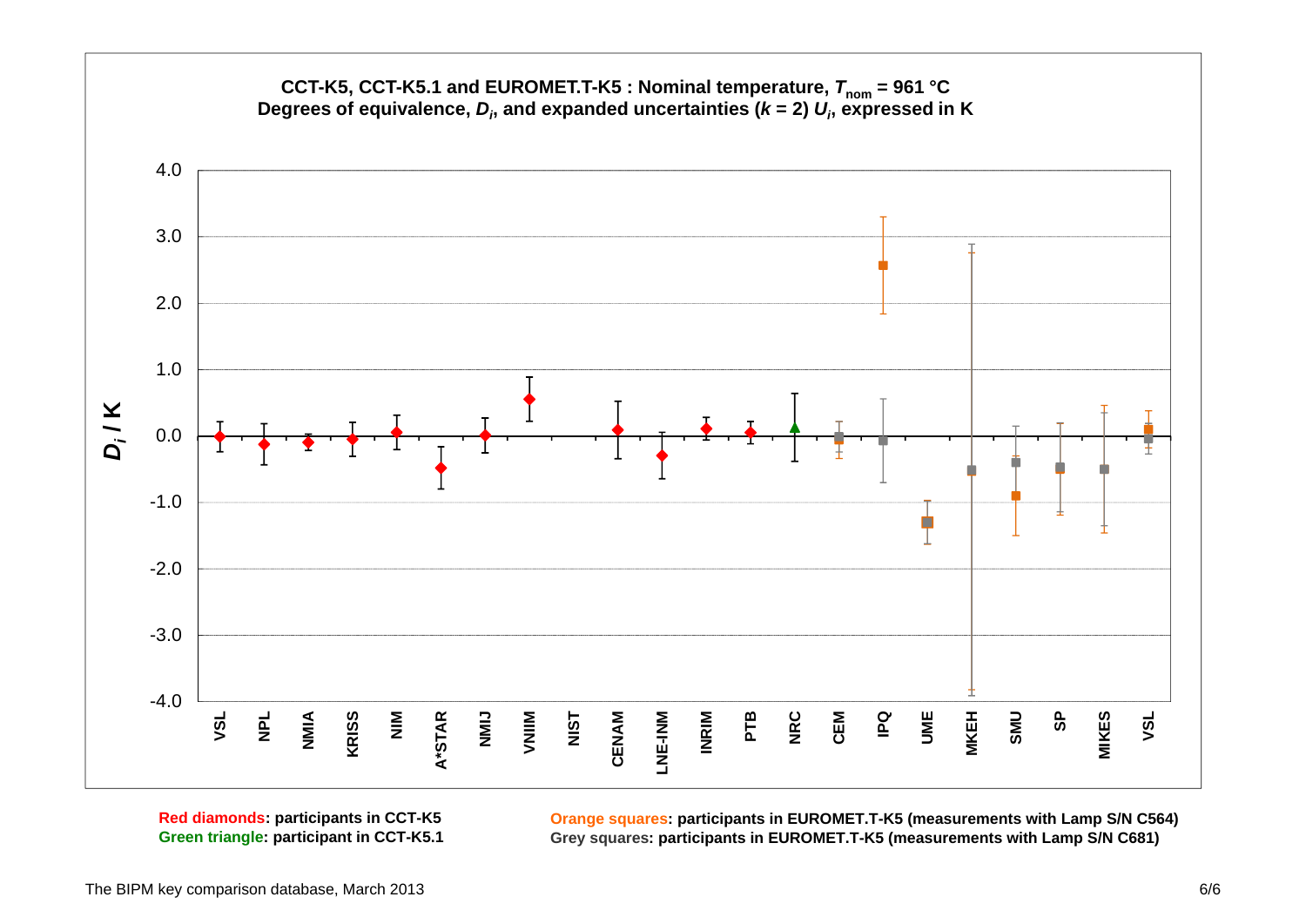**CCT-K5, CCT-K5.1 and EUROMET.T-K5 : Nominal temperature, $T_{nom}$ = 961 °C**
**Degrees of equivalence, $D_i$, and expanded uncertainties ($k$ = 2) $U_i$, expressed in K**

$D_i$ / K

4.0
3.0
2.0
1.0
0.0
-1.0
-2.0
-3.0
-4.0

VSL, NPL, NMIA, KRISS, NIM, A*STAR, NMIJ, VNIIM, NIST, CENAM, LNE-INM, INRIM, PTB, NRC, CEM, IPQ, UME, MKEH, SMU, SP, MIKES, VSL

**Red diamonds: participants in CCT-K5**
**Green triangle: participant in CCT-K5.1**

**Orange squares: participants in EUROMET.T-K5 (measurements with Lamp S/N C564)**
**Grey squares: participants in EUROMET.T-K5 (measurements with Lamp S/N C681)**

The BIPM key comparison database, March 2013